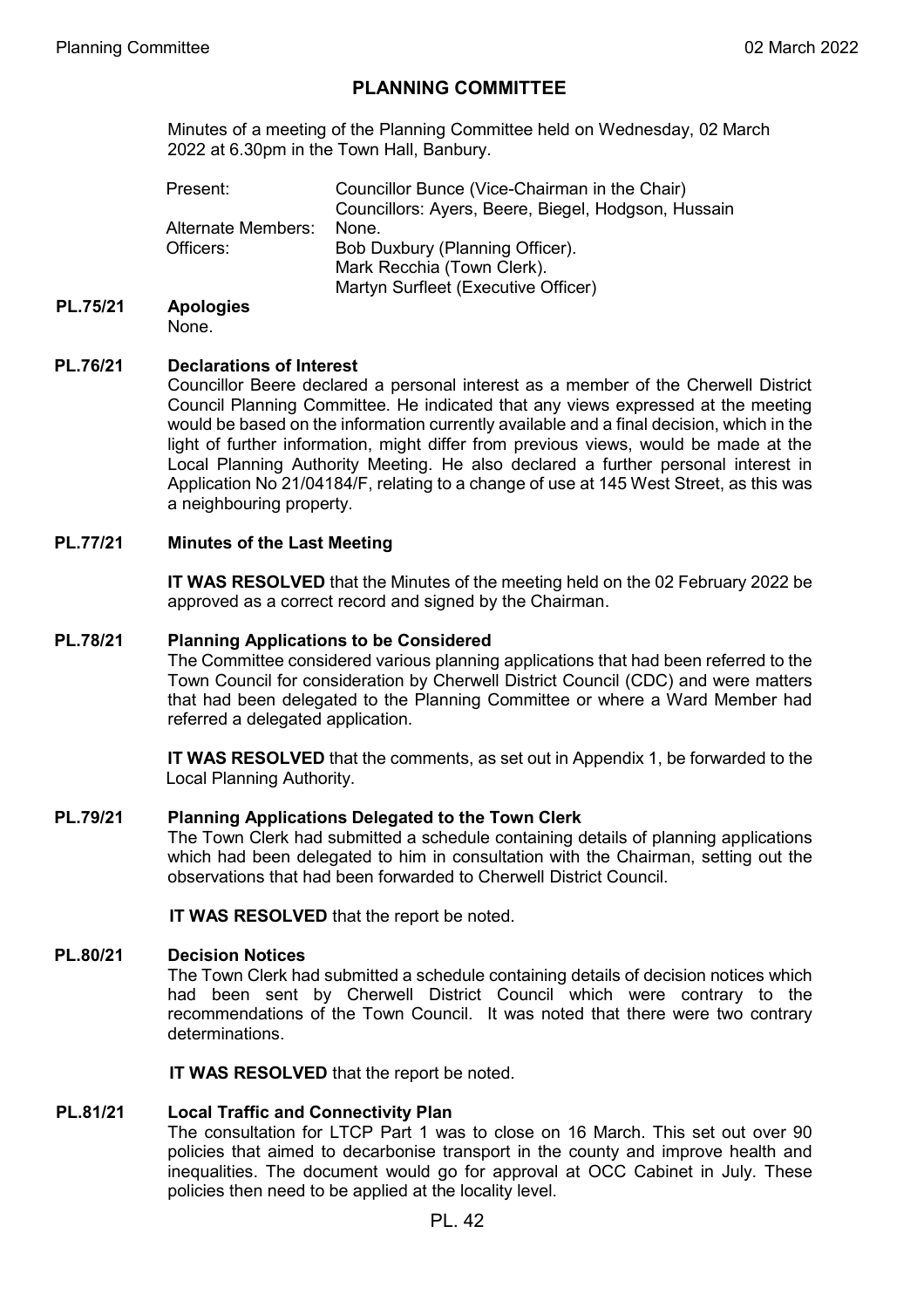# PLANNING COMMITTEE

Minutes of a meeting of the Planning Committee held on Wednesday, 02 March 2022 at 6.30pm in the Town Hall, Banbury.

| | |
|---|---|
| Present: | Councillor Bunce (Vice-Chairman in the Chair) |
| | Councillors: Ayers, Beere, Biegel, Hodgson, Hussain |
| Alternate Members: | None. |
| Officers: | Bob Duxbury (Planning Officer). |
| | Mark Recchia (Town Clerk). |
| | Martyn Surfleet (Executive Officer) |

**PL.75/21 Apologies**

None.

**PL.76/21 Declarations of Interest**

Councillor Beere declared a personal interest as a member of the Cherwell District Council Planning Committee. He indicated that any views expressed at the meeting would be based on the information currently available and a final decision, which in the light of further information, might differ from previous views, would be made at the Local Planning Authority Meeting. He also declared a further personal interest in Application No 21/04184/F, relating to a change of use at 145 West Street, as this was a neighbouring property.

**PL.77/21 Minutes of the Last Meeting**

**IT WAS RESOLVED** that the Minutes of the meeting held on the 02 February 2022 be approved as a correct record and signed by the Chairman.

**PL.78/21 Planning Applications to be Considered**

The Committee considered various planning applications that had been referred to the Town Council for consideration by Cherwell District Council (CDC) and were matters that had been delegated to the Planning Committee or where a Ward Member had referred a delegated application.

**IT WAS RESOLVED** that the comments, as set out in Appendix 1, be forwarded to the Local Planning Authority.

**PL.79/21 Planning Applications Delegated to the Town Clerk**

The Town Clerk had submitted a schedule containing details of planning applications which had been delegated to him in consultation with the Chairman, setting out the observations that had been forwarded to Cherwell District Council.

**IT WAS RESOLVED** that the report be noted.

**PL.80/21 Decision Notices**

The Town Clerk had submitted a schedule containing details of decision notices which had been sent by Cherwell District Council which were contrary to the recommendations of the Town Council. It was noted that there were two contrary determinations.

**IT WAS RESOLVED** that the report be noted.

**PL.81/21 Local Traffic and Connectivity Plan**

The consultation for LTCP Part 1 was to close on 16 March. This set out over 90 policies that aimed to decarbonise transport in the county and improve health and inequalities. The document would go for approval at OCC Cabinet in July. These policies then need to be applied at the locality level.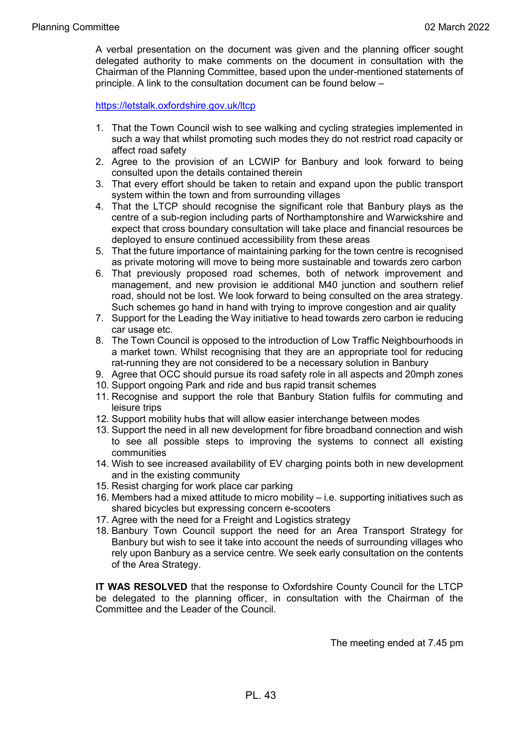A verbal presentation on the document was given and the planning officer sought delegated authority to make comments on the document in consultation with the Chairman of the Planning Committee, based upon the under-mentioned statements of principle. A link to the consultation document can be found below –

https://letstalk.oxfordshire.gov.uk/ltcp

1. That the Town Council wish to see walking and cycling strategies implemented in such a way that whilst promoting such modes they do not restrict road capacity or affect road safety
2. Agree to the provision of an LCWIP for Banbury and look forward to being consulted upon the details contained therein
3. That every effort should be taken to retain and expand upon the public transport system within the town and from surrounding villages
4. That the LTCP should recognise the significant role that Banbury plays as the centre of a sub-region including parts of Northamptonshire and Warwickshire and expect that cross boundary consultation will take place and financial resources be deployed to ensure continued accessibility from these areas
5. That the future importance of maintaining parking for the town centre is recognised as private motoring will move to being more sustainable and towards zero carbon
6. That previously proposed road schemes, both of network improvement and management, and new provision ie additional M40 junction and southern relief road, should not be lost. We look forward to being consulted on the area strategy. Such schemes go hand in hand with trying to improve congestion and air quality
7. Support for the Leading the Way initiative to head towards zero carbon ie reducing car usage etc.
8. The Town Council is opposed to the introduction of Low Traffic Neighbourhoods in a market town. Whilst recognising that they are an appropriate tool for reducing rat-running they are not considered to be a necessary solution in Banbury
9. Agree that OCC should pursue its road safety role in all aspects and 20mph zones
10. Support ongoing Park and ride and bus rapid transit schemes
11. Recognise and support the role that Banbury Station fulfils for commuting and leisure trips
12. Support mobility hubs that will allow easier interchange between modes
13. Support the need in all new development for fibre broadband connection and wish to see all possible steps to improving the systems to connect all existing communities
14. Wish to see increased availability of EV charging points both in new development and in the existing community
15. Resist charging for work place car parking
16. Members had a mixed attitude to micro mobility – i.e. supporting initiatives such as shared bicycles but expressing concern e-scooters
17. Agree with the need for a Freight and Logistics strategy
18. Banbury Town Council support the need for an Area Transport Strategy for Banbury but wish to see it take into account the needs of surrounding villages who rely upon Banbury as a service centre. We seek early consultation on the contents of the Area Strategy.

**IT WAS RESOLVED** that the response to Oxfordshire County Council for the LTCP be delegated to the planning officer, in consultation with the Chairman of the Committee and the Leader of the Council.

The meeting ended at 7.45 pm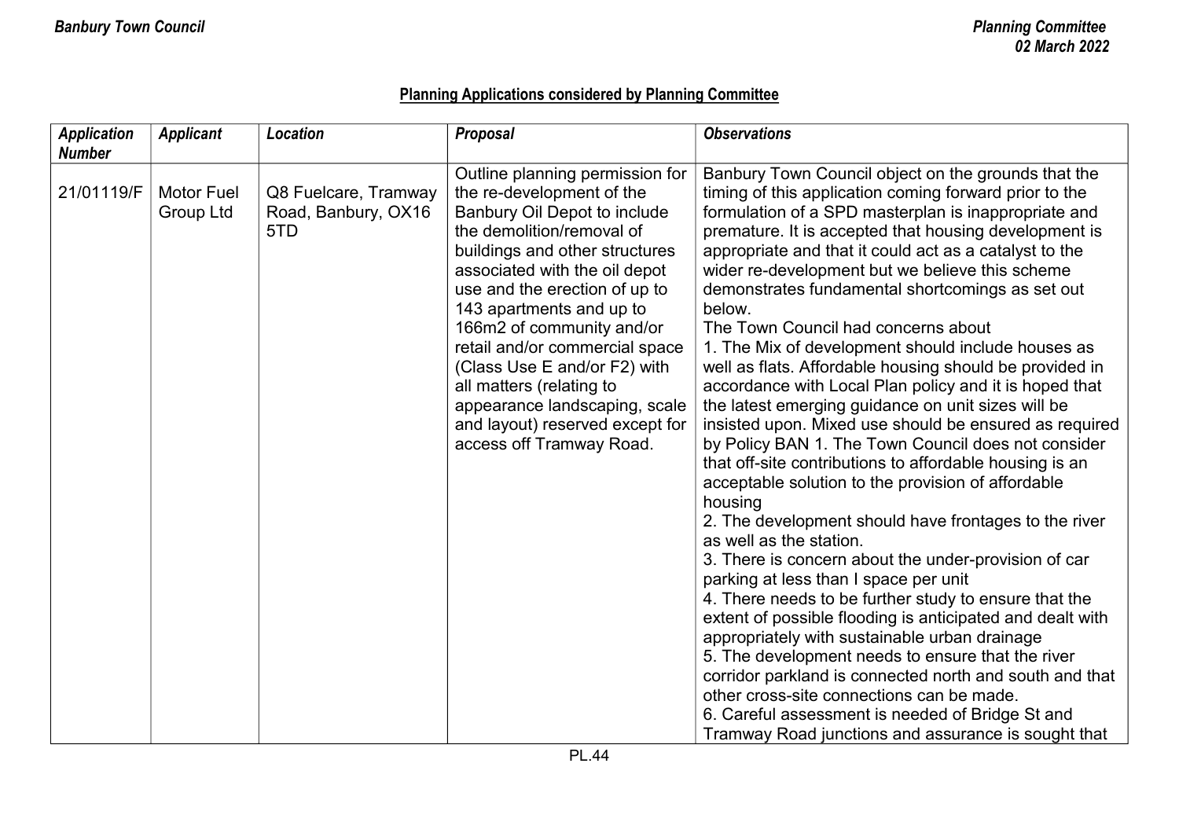## Planning Applications considered by Planning Committee

| *Application Number* | *Applicant* | *Location* | *Proposal* | *Observations* |
|---|---|---|---|---|
| 21/01119/F | Motor Fuel Group Ltd | Q8 Fuelcare, Tramway Road, Banbury, OX16 5TD | Outline planning permission for the re-development of the Banbury Oil Depot to include the demolition/removal of buildings and other structures associated with the oil depot use and the erection of up to 143 apartments and up to 166m2 of community and/or retail and/or commercial space (Class Use E and/or F2) with all matters (relating to appearance landscaping, scale and layout) reserved except for access off Tramway Road. | Banbury Town Council object on the grounds that the timing of this application coming forward prior to the formulation of a SPD masterplan is inappropriate and premature. It is accepted that housing development is appropriate and that it could act as a catalyst to the wider re-development but we believe this scheme demonstrates fundamental shortcomings as set out below.<br>The Town Council had concerns about<br>1. The Mix of development should include houses as well as flats. Affordable housing should be provided in accordance with Local Plan policy and it is hoped that the latest emerging guidance on unit sizes will be insisted upon. Mixed use should be ensured as required by Policy BAN 1. The Town Council does not consider that off-site contributions to affordable housing is an acceptable solution to the provision of affordable housing<br>2. The development should have frontages to the river as well as the station.<br>3. There is concern about the under-provision of car parking at less than I space per unit<br>4. There needs to be further study to ensure that the extent of possible flooding is anticipated and dealt with appropriately with sustainable urban drainage<br>5. The development needs to ensure that the river corridor parkland is connected north and south and that other cross-site connections can be made.<br>6. Careful assessment is needed of Bridge St and Tramway Road junctions and assurance is sought that |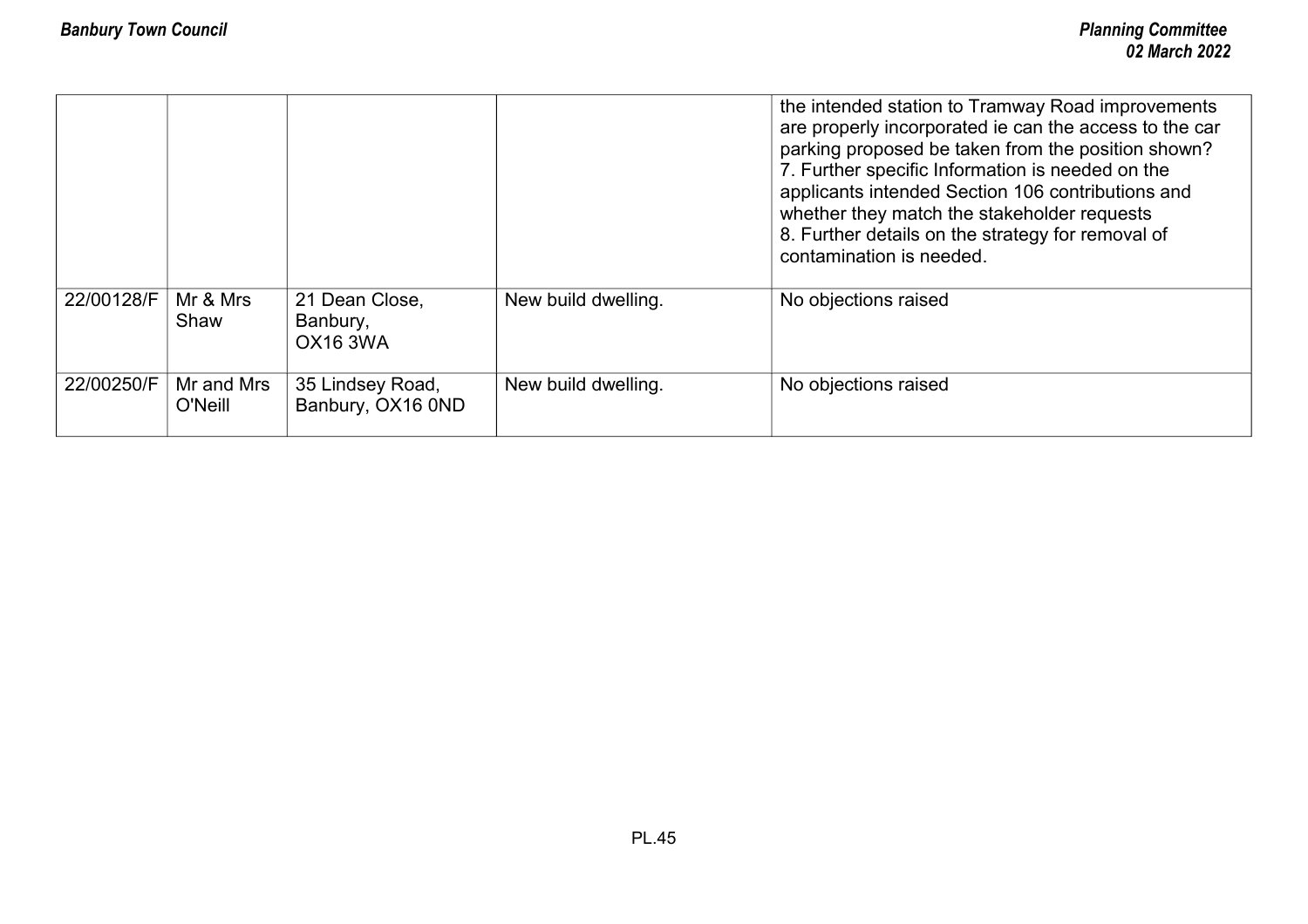| | | | | |
|---|---|---|---|---|
| | | | | the intended station to Tramway Road improvements are properly incorporated ie can the access to the car parking proposed be taken from the position shown?<br>7. Further specific Information is needed on the applicants intended Section 106 contributions and whether they match the stakeholder requests<br>8. Further details on the strategy for removal of contamination is needed. |
| 22/00128/F | Mr & Mrs Shaw | 21 Dean Close, Banbury, OX16 3WA | New build dwelling. | No objections raised |
| 22/00250/F | Mr and Mrs O'Neill | 35 Lindsey Road, Banbury, OX16 0ND | New build dwelling. | No objections raised |